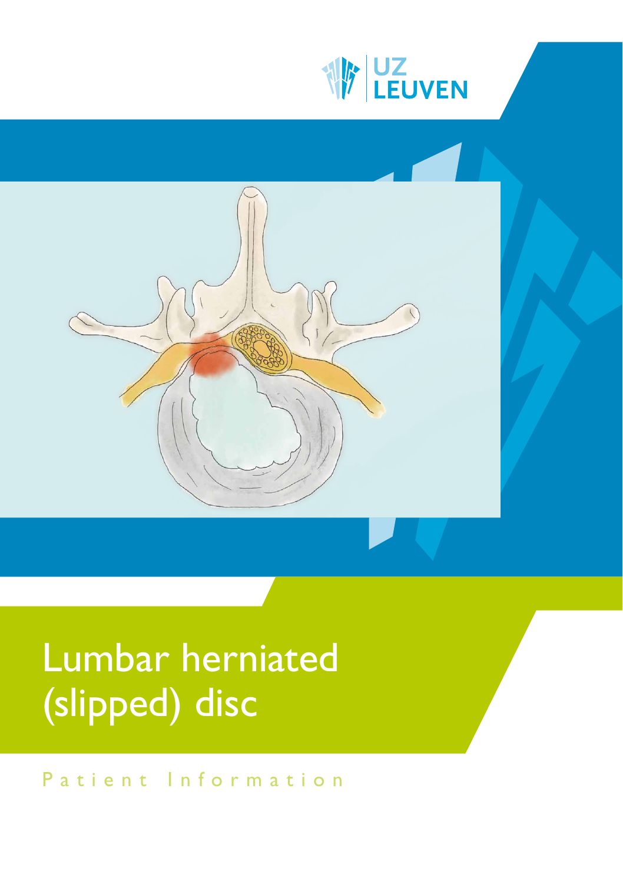UZ LEUVEN

# Lumbar herniated (slipped) disc

Patient Information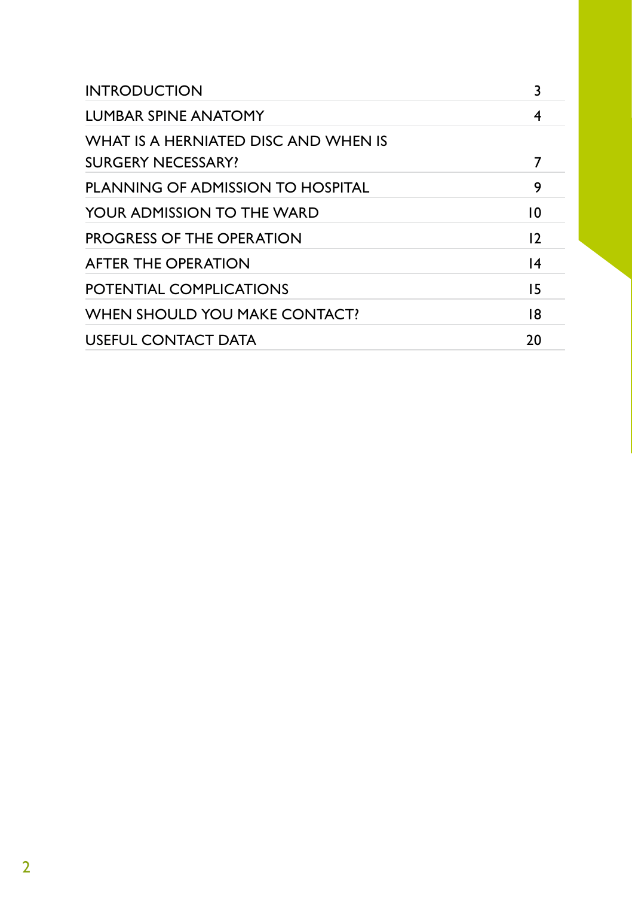| | |
|---|---|
| INTRODUCTION | 3 |
| LUMBAR SPINE ANATOMY | 4 |
| WHAT IS A HERNIATED DISC AND WHEN IS SURGERY NECESSARY? | 7 |
| PLANNING OF ADMISSION TO HOSPITAL | 9 |
| YOUR ADMISSION TO THE WARD | 10 |
| PROGRESS OF THE OPERATION | 12 |
| AFTER THE OPERATION | 14 |
| POTENTIAL COMPLICATIONS | 15 |
| WHEN SHOULD YOU MAKE CONTACT? | 18 |
| USEFUL CONTACT DATA | 20 |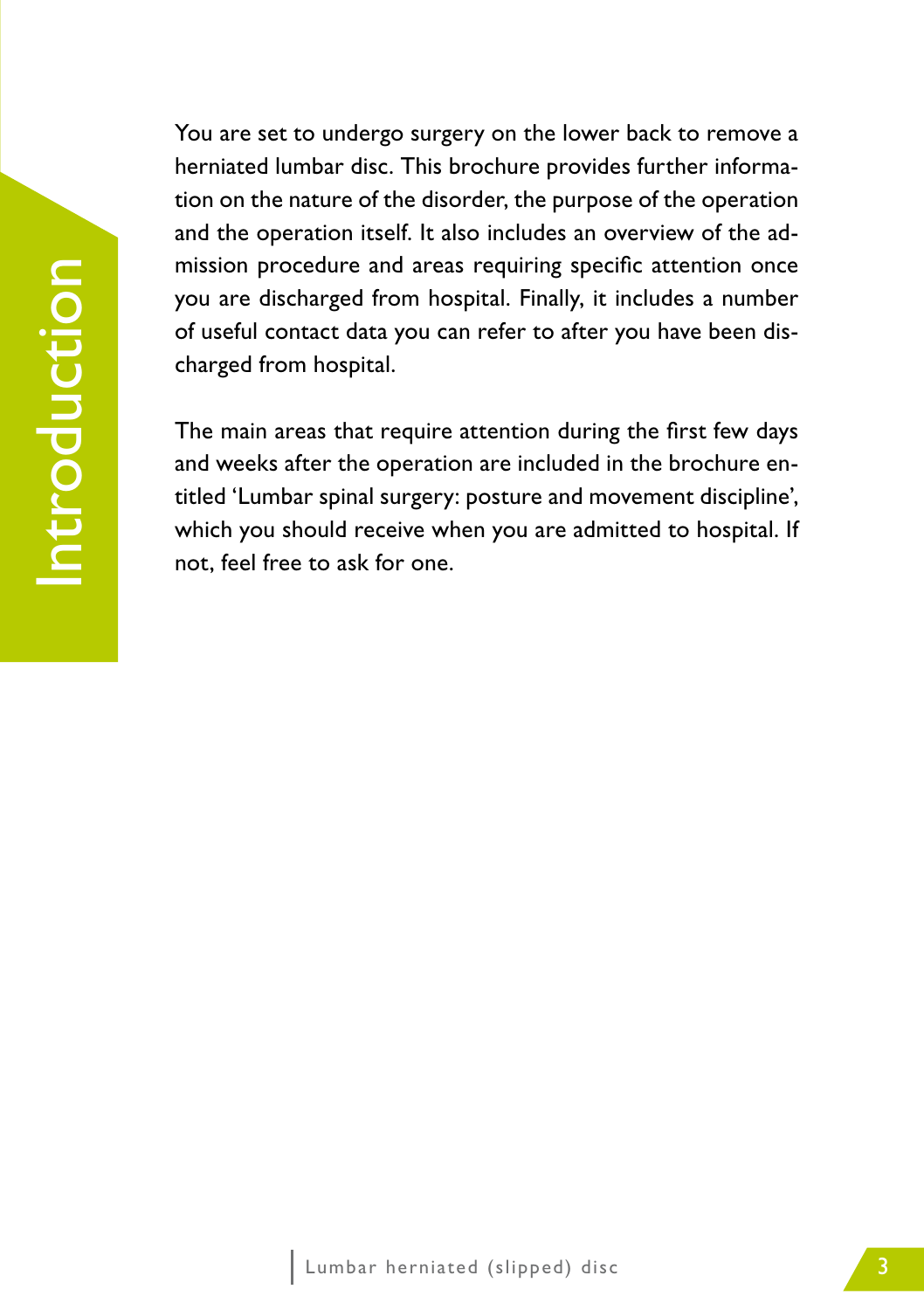# Introduction

You are set to undergo surgery on the lower back to remove a herniated lumbar disc. This brochure provides further information on the nature of the disorder, the purpose of the operation and the operation itself. It also includes an overview of the admission procedure and areas requiring specific attention once you are discharged from hospital. Finally, it includes a number of useful contact data you can refer to after you have been discharged from hospital.

The main areas that require attention during the first few days and weeks after the operation are included in the brochure entitled 'Lumbar spinal surgery: posture and movement discipline', which you should receive when you are admitted to hospital. If not, feel free to ask for one.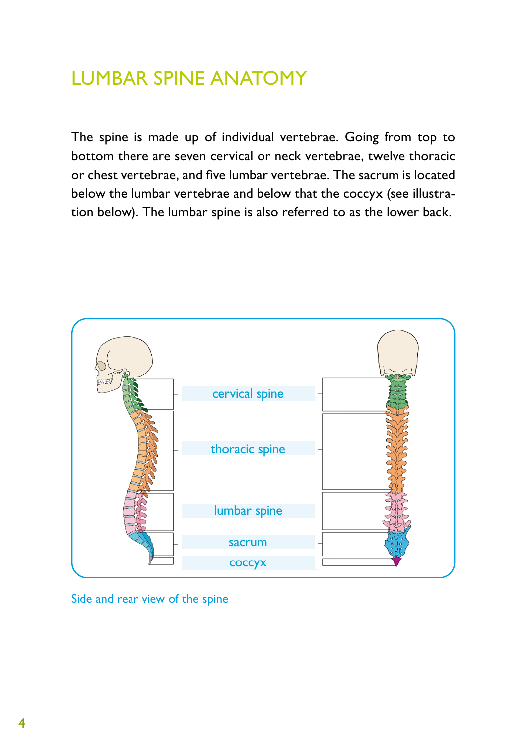# LUMBAR SPINE ANATOMY

The spine is made up of individual vertebrae. Going from top to bottom there are seven cervical or neck vertebrae, twelve thoracic or chest vertebrae, and five lumbar vertebrae. The sacrum is located below the lumbar vertebrae and below that the coccyx (see illustration below). The lumbar spine is also referred to as the lower back.

cervical spine

thoracic spine

lumbar spine

sacrum

coccyx

Side and rear view of the spine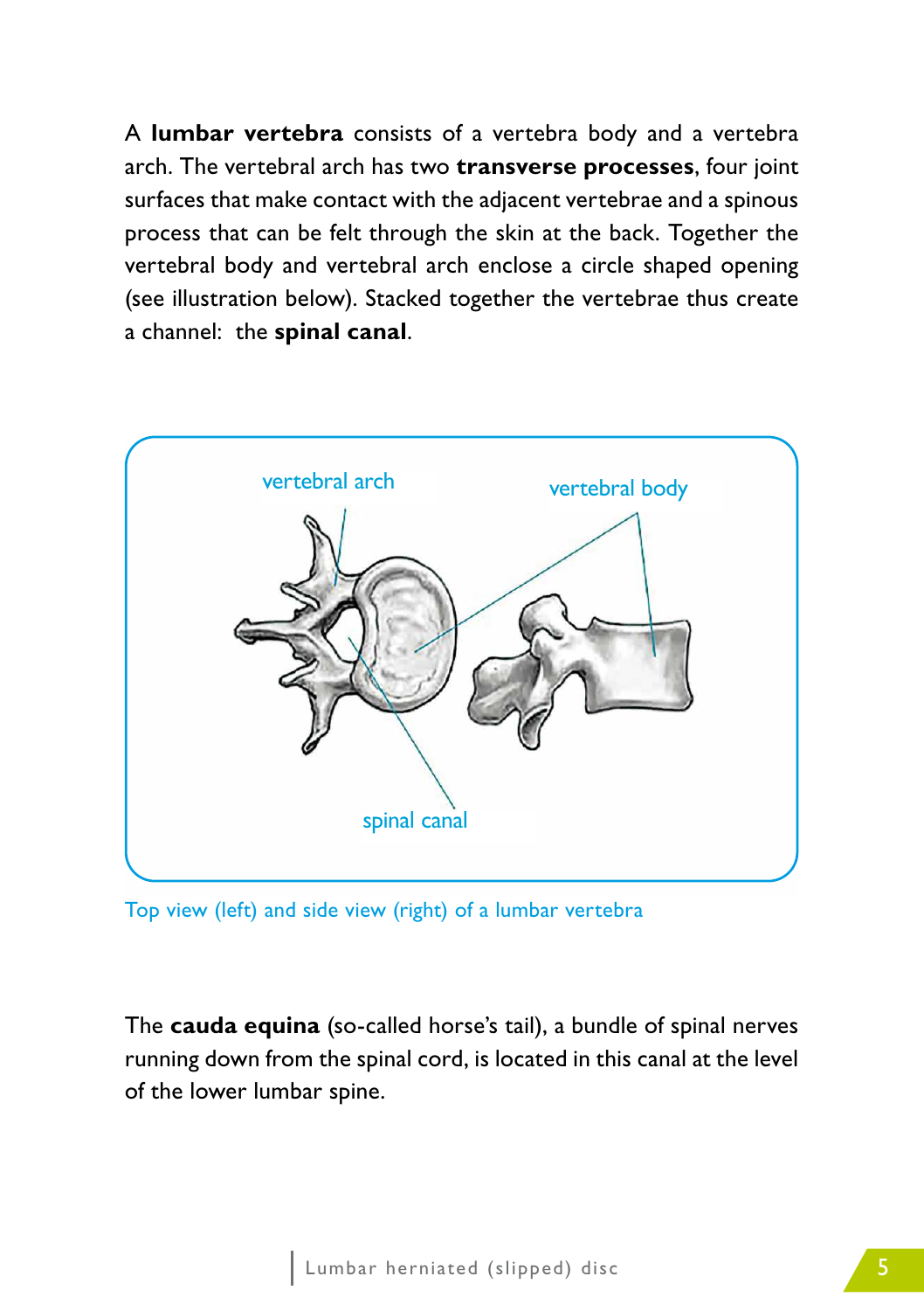A **lumbar vertebra** consists of a vertebra body and a vertebra arch. The vertebral arch has two **transverse processes**, four joint surfaces that make contact with the adjacent vertebrae and a spinous process that can be felt through the skin at the back. Together the vertebral body and vertebral arch enclose a circle shaped opening (see illustration below). Stacked together the vertebrae thus create a channel: the **spinal canal**.

vertebral arch

vertebral body

spinal canal

Top view (left) and side view (right) of a lumbar vertebra

The **cauda equina** (so-called horse's tail), a bundle of spinal nerves running down from the spinal cord, is located in this canal at the level of the lower lumbar spine.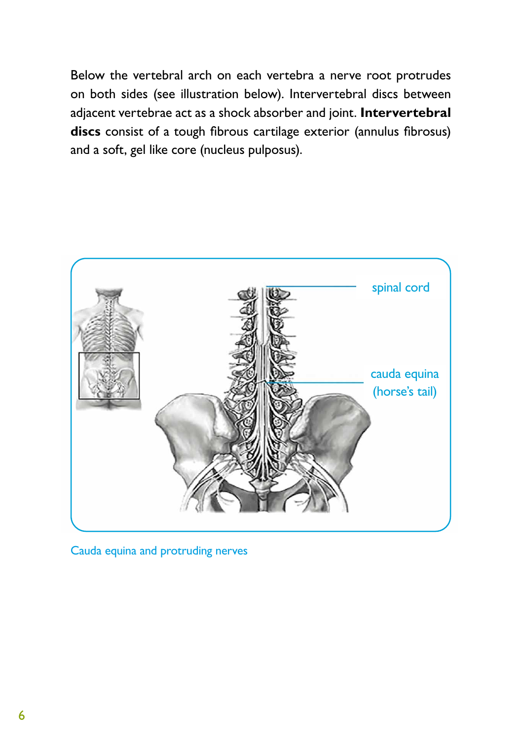Below the vertebral arch on each vertebra a nerve root protrudes on both sides (see illustration below). Intervertebral discs between adjacent vertebrae act as a shock absorber and joint. **Intervertebral discs** consist of a tough fibrous cartilage exterior (annulus fibrosus) and a soft, gel like core (nucleus pulposus).

spinal cord

cauda equina (horse's tail)

Cauda equina and protruding nerves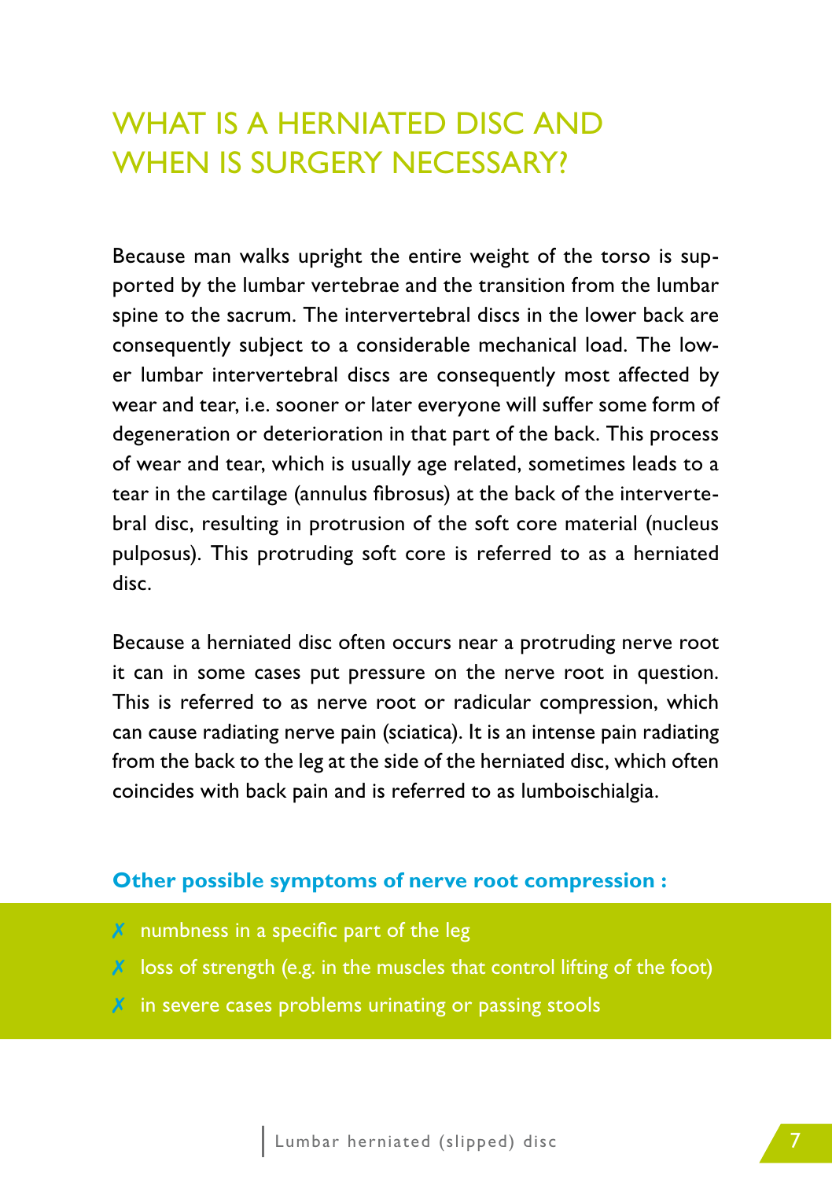# WHAT IS A HERNIATED DISC AND WHEN IS SURGERY NECESSARY?

Because man walks upright the entire weight of the torso is supported by the lumbar vertebrae and the transition from the lumbar spine to the sacrum. The intervertebral discs in the lower back are consequently subject to a considerable mechanical load. The lower lumbar intervertebral discs are consequently most affected by wear and tear, i.e. sooner or later everyone will suffer some form of degeneration or deterioration in that part of the back. This process of wear and tear, which is usually age related, sometimes leads to a tear in the cartilage (annulus fibrosus) at the back of the intervertebral disc, resulting in protrusion of the soft core material (nucleus pulposus). This protruding soft core is referred to as a herniated disc.

Because a herniated disc often occurs near a protruding nerve root it can in some cases put pressure on the nerve root in question. This is referred to as nerve root or radicular compression, which can cause radiating nerve pain (sciatica). It is an intense pain radiating from the back to the leg at the side of the herniated disc, which often coincides with back pain and is referred to as lumboischialgia.

**Other possible symptoms of nerve root compression :**

- numbness in a specific part of the leg
- loss of strength (e.g. in the muscles that control lifting of the foot)
- in severe cases problems urinating or passing stools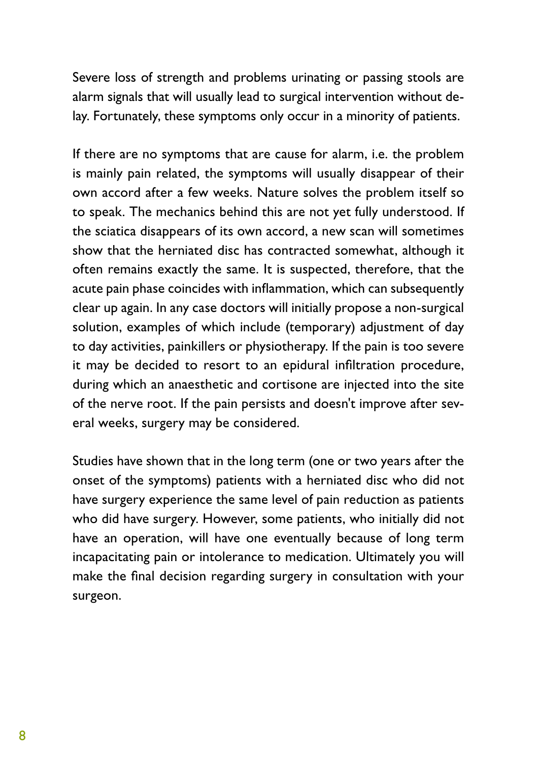Severe loss of strength and problems urinating or passing stools are alarm signals that will usually lead to surgical intervention without delay. Fortunately, these symptoms only occur in a minority of patients.

If there are no symptoms that are cause for alarm, i.e. the problem is mainly pain related, the symptoms will usually disappear of their own accord after a few weeks. Nature solves the problem itself so to speak. The mechanics behind this are not yet fully understood. If the sciatica disappears of its own accord, a new scan will sometimes show that the herniated disc has contracted somewhat, although it often remains exactly the same. It is suspected, therefore, that the acute pain phase coincides with inflammation, which can subsequently clear up again. In any case doctors will initially propose a non-surgical solution, examples of which include (temporary) adjustment of day to day activities, painkillers or physiotherapy. If the pain is too severe it may be decided to resort to an epidural infiltration procedure, during which an anaesthetic and cortisone are injected into the site of the nerve root. If the pain persists and doesn't improve after several weeks, surgery may be considered.

Studies have shown that in the long term (one or two years after the onset of the symptoms) patients with a herniated disc who did not have surgery experience the same level of pain reduction as patients who did have surgery. However, some patients, who initially did not have an operation, will have one eventually because of long term incapacitating pain or intolerance to medication. Ultimately you will make the final decision regarding surgery in consultation with your surgeon.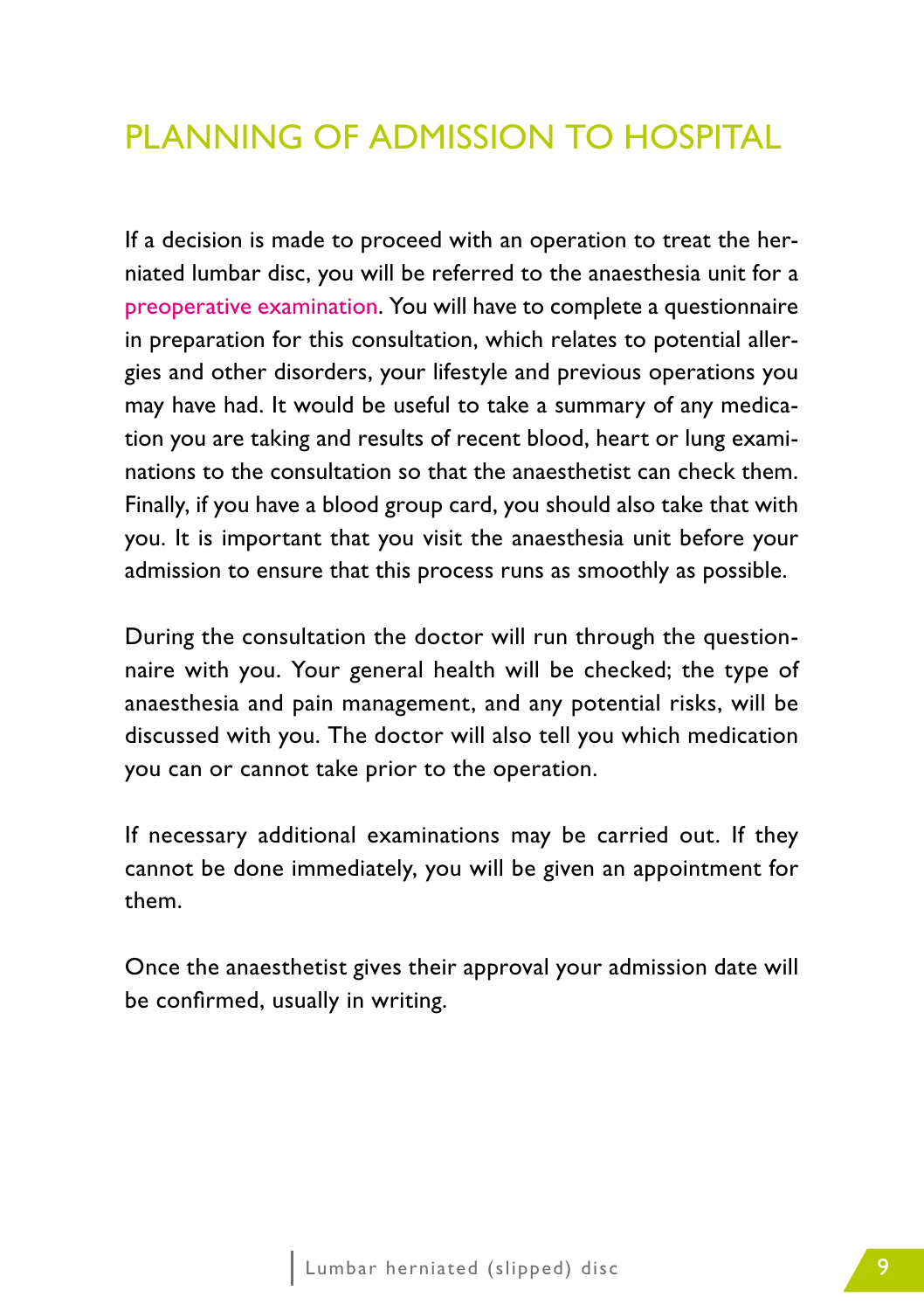# PLANNING OF ADMISSION TO HOSPITAL

If a decision is made to proceed with an operation to treat the herniated lumbar disc, you will be referred to the anaesthesia unit for a preoperative examination. You will have to complete a questionnaire in preparation for this consultation, which relates to potential allergies and other disorders, your lifestyle and previous operations you may have had. It would be useful to take a summary of any medication you are taking and results of recent blood, heart or lung examinations to the consultation so that the anaesthetist can check them. Finally, if you have a blood group card, you should also take that with you. It is important that you visit the anaesthesia unit before your admission to ensure that this process runs as smoothly as possible.

During the consultation the doctor will run through the questionnaire with you. Your general health will be checked; the type of anaesthesia and pain management, and any potential risks, will be discussed with you. The doctor will also tell you which medication you can or cannot take prior to the operation.

If necessary additional examinations may be carried out. If they cannot be done immediately, you will be given an appointment for them.

Once the anaesthetist gives their approval your admission date will be confirmed, usually in writing.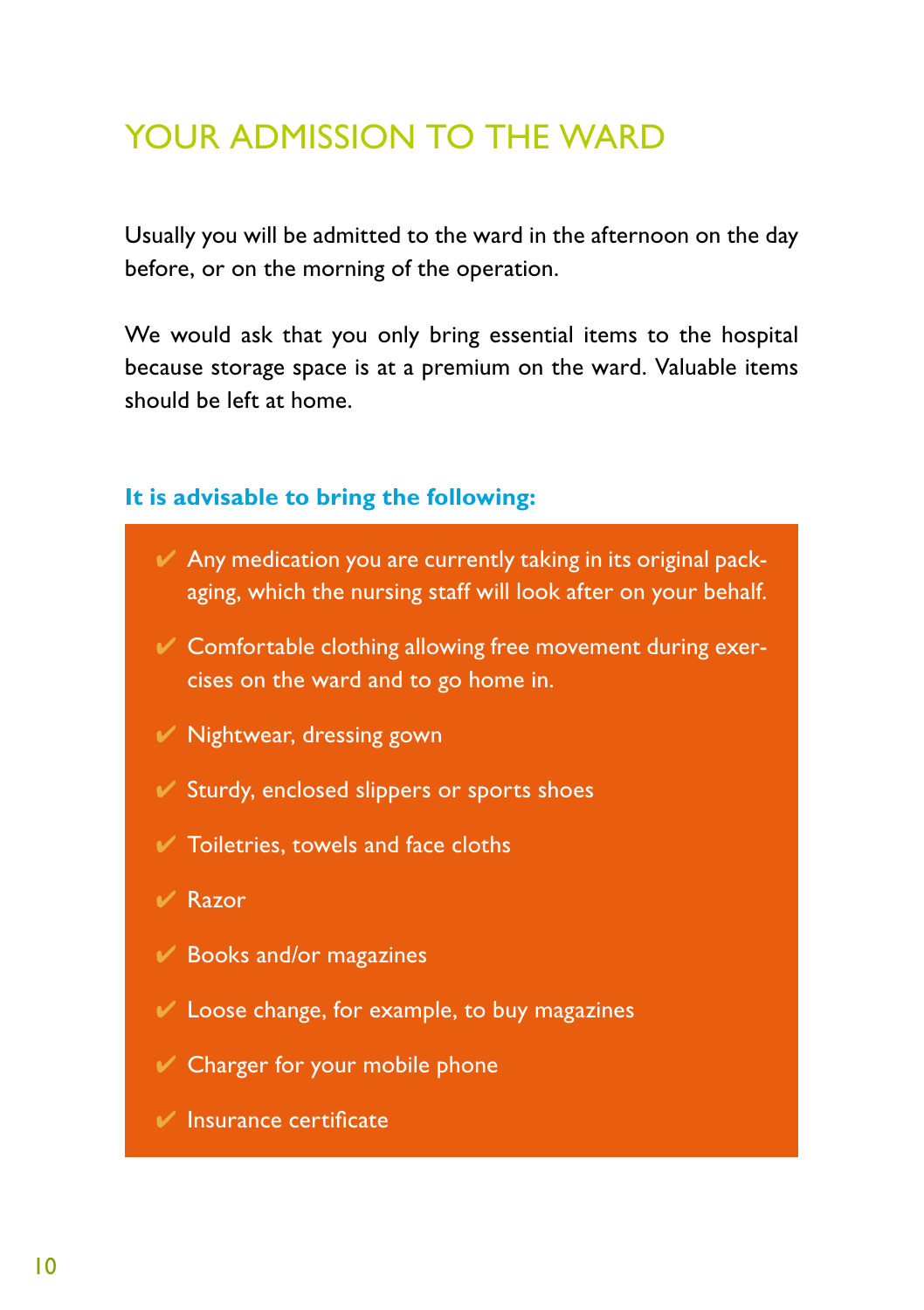# YOUR ADMISSION TO THE WARD

Usually you will be admitted to the ward in the afternoon on the day before, or on the morning of the operation.

We would ask that you only bring essential items to the hospital because storage space is at a premium on the ward. Valuable items should be left at home.

**It is advisable to bring the following:**

- ✔ Any medication you are currently taking in its original packaging, which the nursing staff will look after on your behalf.
- ✔ Comfortable clothing allowing free movement during exercises on the ward and to go home in.
- ✔ Nightwear, dressing gown
- ✔ Sturdy, enclosed slippers or sports shoes
- ✔ Toiletries, towels and face cloths
- ✔ Razor
- ✔ Books and/or magazines
- ✔ Loose change, for example, to buy magazines
- ✔ Charger for your mobile phone
- ✔ Insurance certificate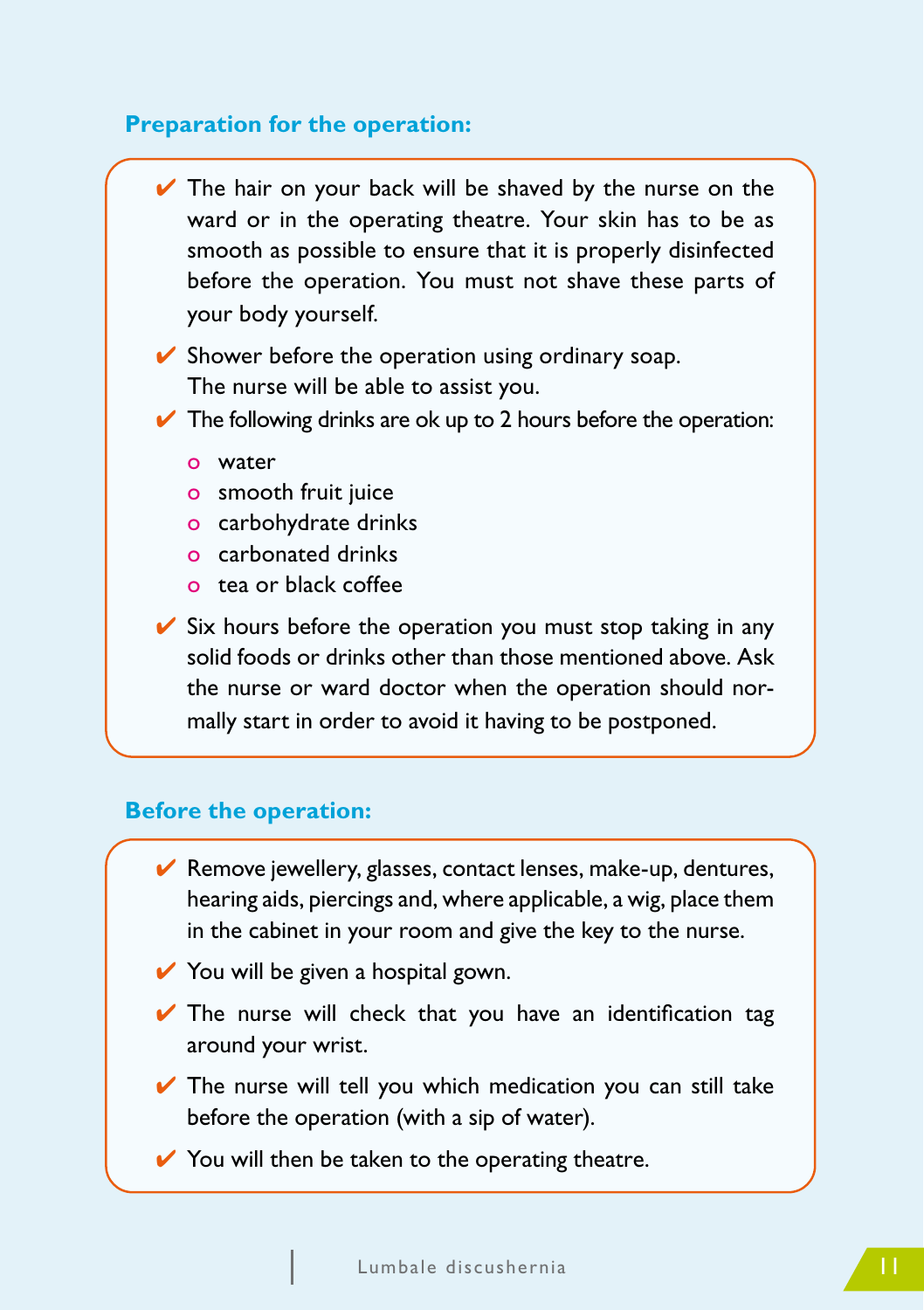## Preparation for the operation:

- ✔ The hair on your back will be shaved by the nurse on the ward or in the operating theatre. Your skin has to be as smooth as possible to ensure that it is properly disinfected before the operation. You must not shave these parts of your body yourself.
- ✔ Shower before the operation using ordinary soap.
  The nurse will be able to assist you.
- ✔ The following drinks are ok up to 2 hours before the operation:
  - water
  - smooth fruit juice
  - carbohydrate drinks
  - carbonated drinks
  - tea or black coffee
- ✔ Six hours before the operation you must stop taking in any solid foods or drinks other than those mentioned above. Ask the nurse or ward doctor when the operation should normally start in order to avoid it having to be postponed.

## Before the operation:

- ✔ Remove jewellery, glasses, contact lenses, make-up, dentures, hearing aids, piercings and, where applicable, a wig, place them in the cabinet in your room and give the key to the nurse.
- ✔ You will be given a hospital gown.
- ✔ The nurse will check that you have an identification tag around your wrist.
- ✔ The nurse will tell you which medication you can still take before the operation (with a sip of water).
- ✔ You will then be taken to the operating theatre.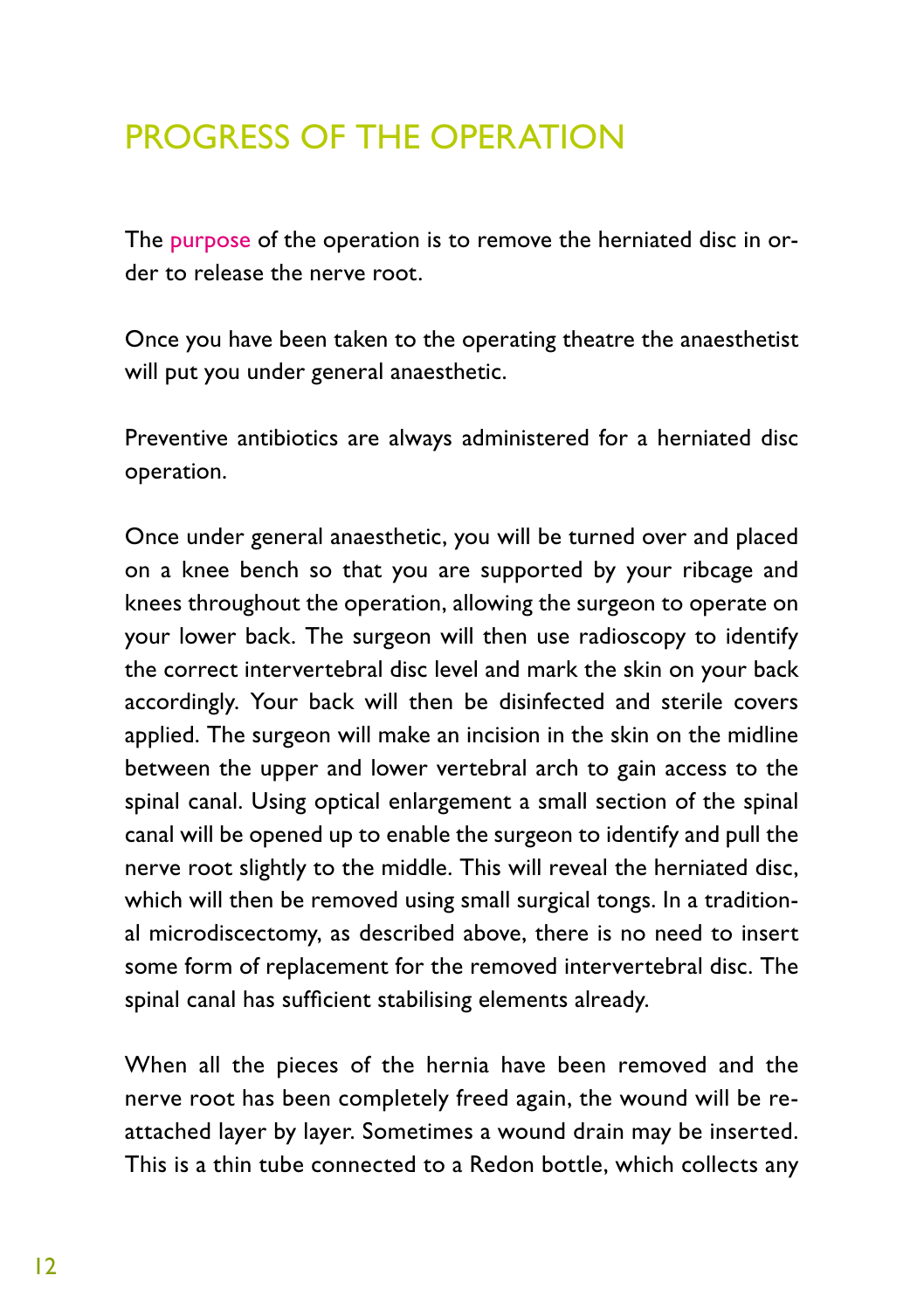# PROGRESS OF THE OPERATION

The purpose of the operation is to remove the herniated disc in order to release the nerve root.

Once you have been taken to the operating theatre the anaesthetist will put you under general anaesthetic.

Preventive antibiotics are always administered for a herniated disc operation.

Once under general anaesthetic, you will be turned over and placed on a knee bench so that you are supported by your ribcage and knees throughout the operation, allowing the surgeon to operate on your lower back. The surgeon will then use radioscopy to identify the correct intervertebral disc level and mark the skin on your back accordingly. Your back will then be disinfected and sterile covers applied. The surgeon will make an incision in the skin on the midline between the upper and lower vertebral arch to gain access to the spinal canal. Using optical enlargement a small section of the spinal canal will be opened up to enable the surgeon to identify and pull the nerve root slightly to the middle. This will reveal the herniated disc, which will then be removed using small surgical tongs. In a traditional microdiscectomy, as described above, there is no need to insert some form of replacement for the removed intervertebral disc. The spinal canal has sufficient stabilising elements already.

When all the pieces of the hernia have been removed and the nerve root has been completely freed again, the wound will be reattached layer by layer. Sometimes a wound drain may be inserted. This is a thin tube connected to a Redon bottle, which collects any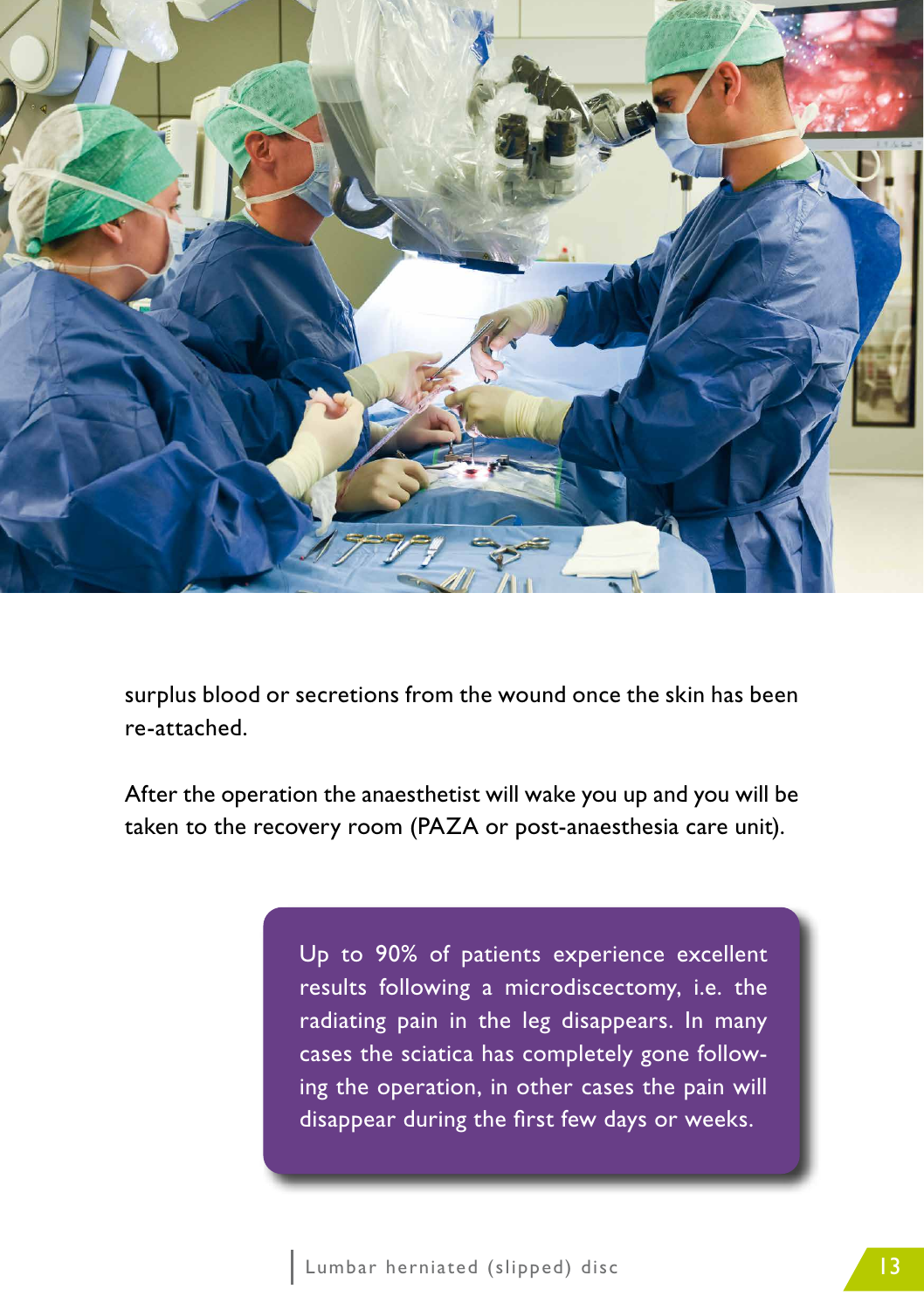surplus blood or secretions from the wound once the skin has been re-attached.

After the operation the anaesthetist will wake you up and you will be taken to the recovery room (PAZA or post-anaesthesia care unit).

> Up to 90% of patients experience excellent results following a microdiscectomy, i.e. the radiating pain in the leg disappears. In many cases the sciatica has completely gone following the operation, in other cases the pain will disappear during the first few days or weeks.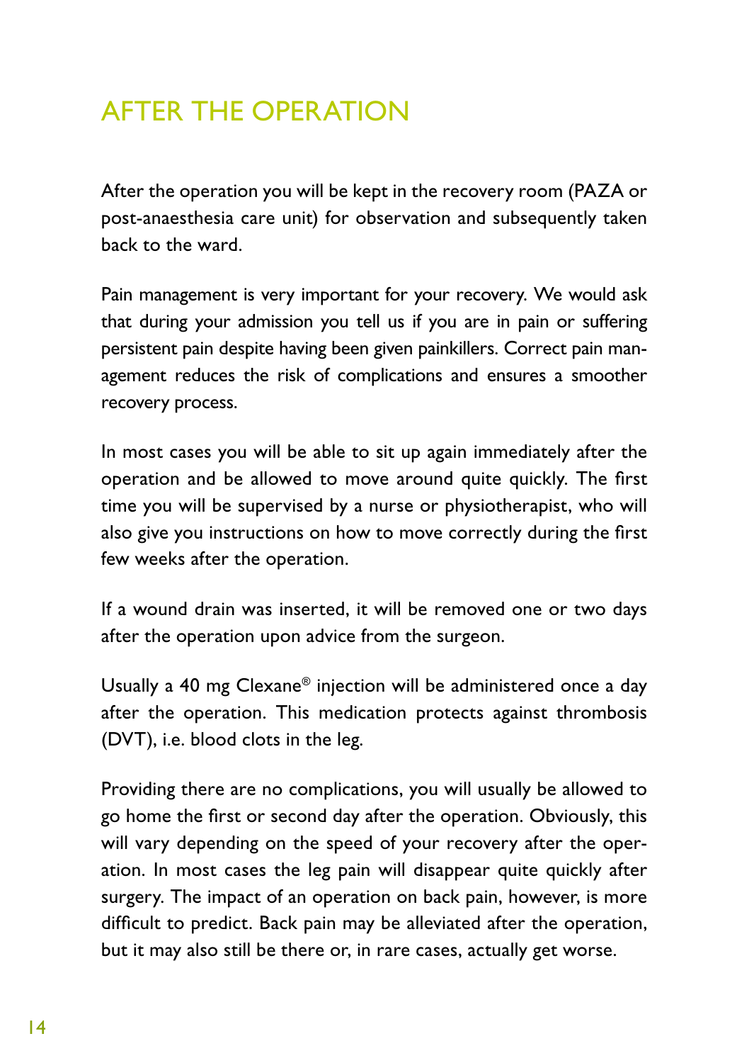# AFTER THE OPERATION

After the operation you will be kept in the recovery room (PAZA or post-anaesthesia care unit) for observation and subsequently taken back to the ward.

Pain management is very important for your recovery. We would ask that during your admission you tell us if you are in pain or suffering persistent pain despite having been given painkillers. Correct pain management reduces the risk of complications and ensures a smoother recovery process.

In most cases you will be able to sit up again immediately after the operation and be allowed to move around quite quickly. The first time you will be supervised by a nurse or physiotherapist, who will also give you instructions on how to move correctly during the first few weeks after the operation.

If a wound drain was inserted, it will be removed one or two days after the operation upon advice from the surgeon.

Usually a 40 mg Clexane® injection will be administered once a day after the operation. This medication protects against thrombosis (DVT), i.e. blood clots in the leg.

Providing there are no complications, you will usually be allowed to go home the first or second day after the operation. Obviously, this will vary depending on the speed of your recovery after the operation. In most cases the leg pain will disappear quite quickly after surgery. The impact of an operation on back pain, however, is more difficult to predict. Back pain may be alleviated after the operation, but it may also still be there or, in rare cases, actually get worse.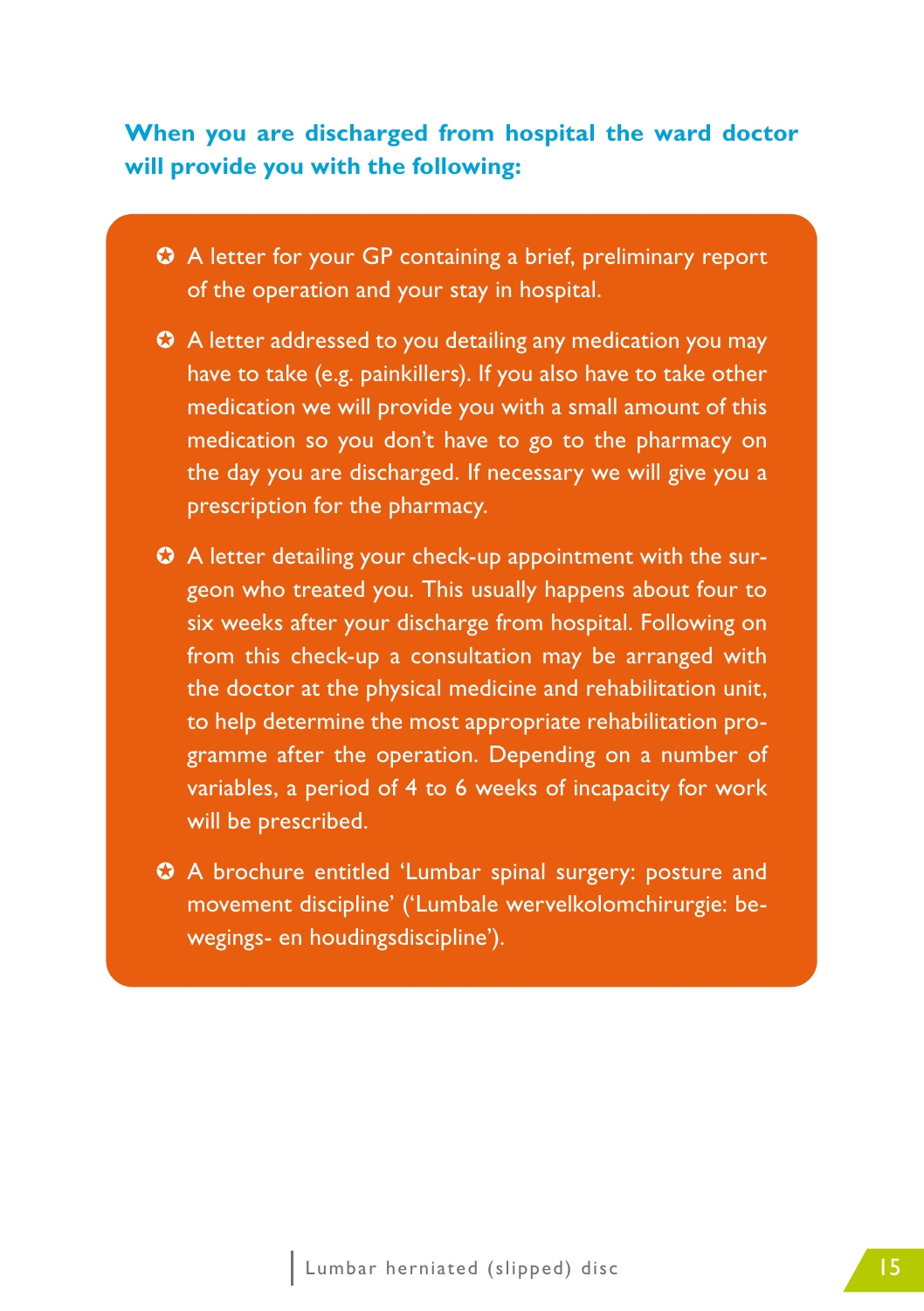**When you are discharged from hospital the ward doctor will provide you with the following:**

- A letter for your GP containing a brief, preliminary report of the operation and your stay in hospital.
- A letter addressed to you detailing any medication you may have to take (e.g. painkillers). If you also have to take other medication we will provide you with a small amount of this medication so you don't have to go to the pharmacy on the day you are discharged. If necessary we will give you a prescription for the pharmacy.
- A letter detailing your check-up appointment with the surgeon who treated you. This usually happens about four to six weeks after your discharge from hospital. Following on from this check-up a consultation may be arranged with the doctor at the physical medicine and rehabilitation unit, to help determine the most appropriate rehabilitation programme after the operation. Depending on a number of variables, a period of 4 to 6 weeks of incapacity for work will be prescribed.
- A brochure entitled 'Lumbar spinal surgery: posture and movement discipline' ('Lumbale wervelkolomchirurgie: bewegings- en houdingsdiscipline').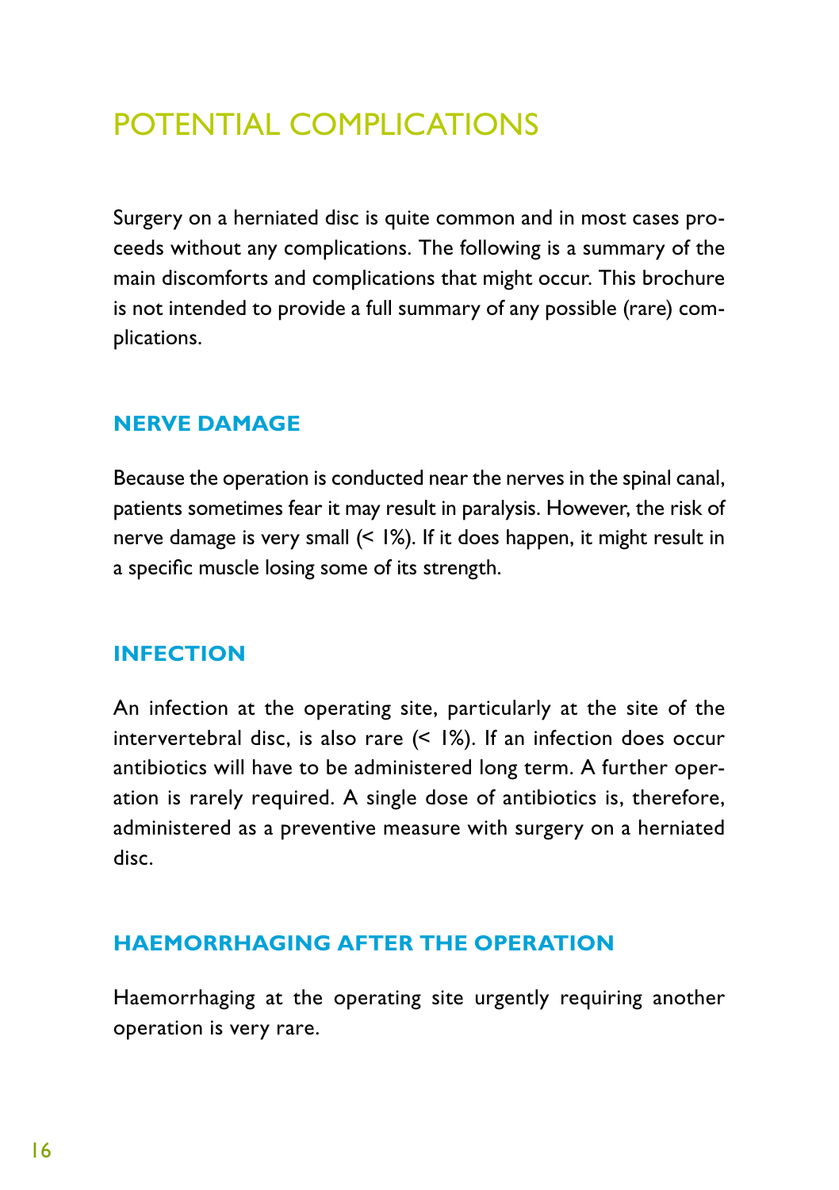# POTENTIAL COMPLICATIONS

Surgery on a herniated disc is quite common and in most cases proceeds without any complications. The following is a summary of the main discomforts and complications that might occur. This brochure is not intended to provide a full summary of any possible (rare) complications.

## NERVE DAMAGE

Because the operation is conducted near the nerves in the spinal canal, patients sometimes fear it may result in paralysis. However, the risk of nerve damage is very small (< 1%). If it does happen, it might result in a specific muscle losing some of its strength.

## INFECTION

An infection at the operating site, particularly at the site of the intervertebral disc, is also rare (< 1%). If an infection does occur antibiotics will have to be administered long term. A further operation is rarely required. A single dose of antibiotics is, therefore, administered as a preventive measure with surgery on a herniated disc.

## HAEMORRHAGING AFTER THE OPERATION

Haemorrhaging at the operating site urgently requiring another operation is very rare.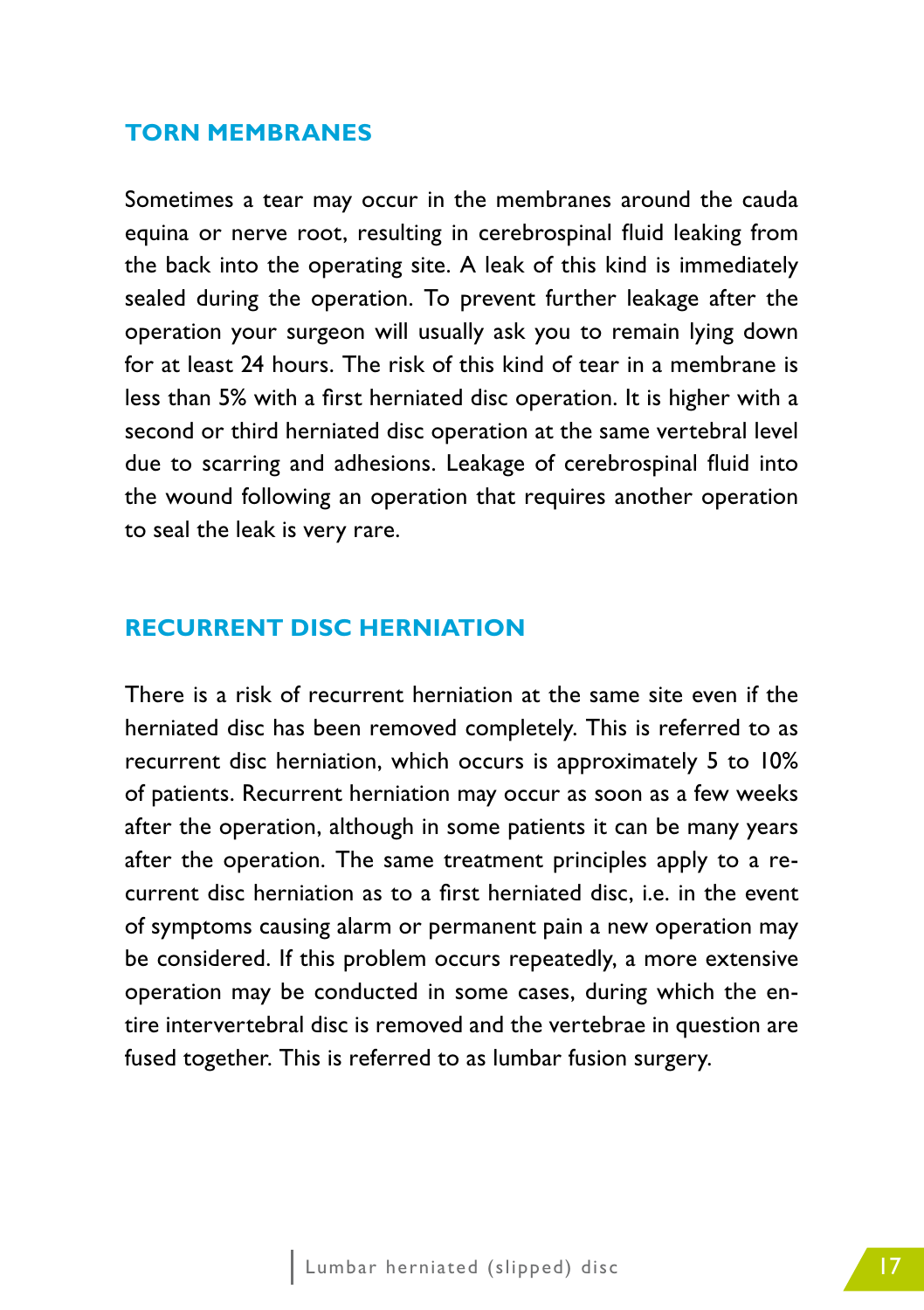## TORN MEMBRANES

Sometimes a tear may occur in the membranes around the cauda equina or nerve root, resulting in cerebrospinal fluid leaking from the back into the operating site. A leak of this kind is immediately sealed during the operation. To prevent further leakage after the operation your surgeon will usually ask you to remain lying down for at least 24 hours. The risk of this kind of tear in a membrane is less than 5% with a first herniated disc operation. It is higher with a second or third herniated disc operation at the same vertebral level due to scarring and adhesions. Leakage of cerebrospinal fluid into the wound following an operation that requires another operation to seal the leak is very rare.

## RECURRENT DISC HERNIATION

There is a risk of recurrent herniation at the same site even if the herniated disc has been removed completely. This is referred to as recurrent disc herniation, which occurs is approximately 5 to 10% of patients. Recurrent herniation may occur as soon as a few weeks after the operation, although in some patients it can be many years after the operation. The same treatment principles apply to a recurrent disc herniation as to a first herniated disc, i.e. in the event of symptoms causing alarm or permanent pain a new operation may be considered. If this problem occurs repeatedly, a more extensive operation may be conducted in some cases, during which the entire intervertebral disc is removed and the vertebrae in question are fused together. This is referred to as lumbar fusion surgery.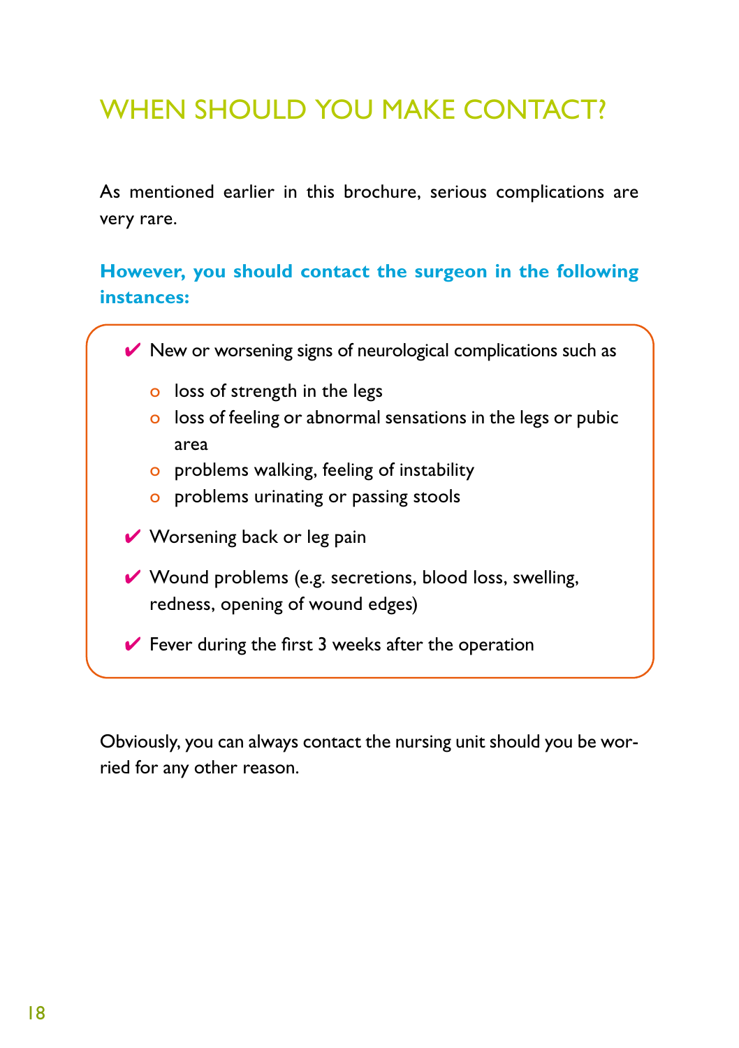# WHEN SHOULD YOU MAKE CONTACT?

As mentioned earlier in this brochure, serious complications are very rare.

**However, you should contact the surgeon in the following instances:**

- ✔ New or worsening signs of neurological complications such as
  - loss of strength in the legs
  - loss of feeling or abnormal sensations in the legs or pubic area
  - problems walking, feeling of instability
  - problems urinating or passing stools
- ✔ Worsening back or leg pain
- ✔ Wound problems (e.g. secretions, blood loss, swelling, redness, opening of wound edges)
- ✔ Fever during the first 3 weeks after the operation

Obviously, you can always contact the nursing unit should you be worried for any other reason.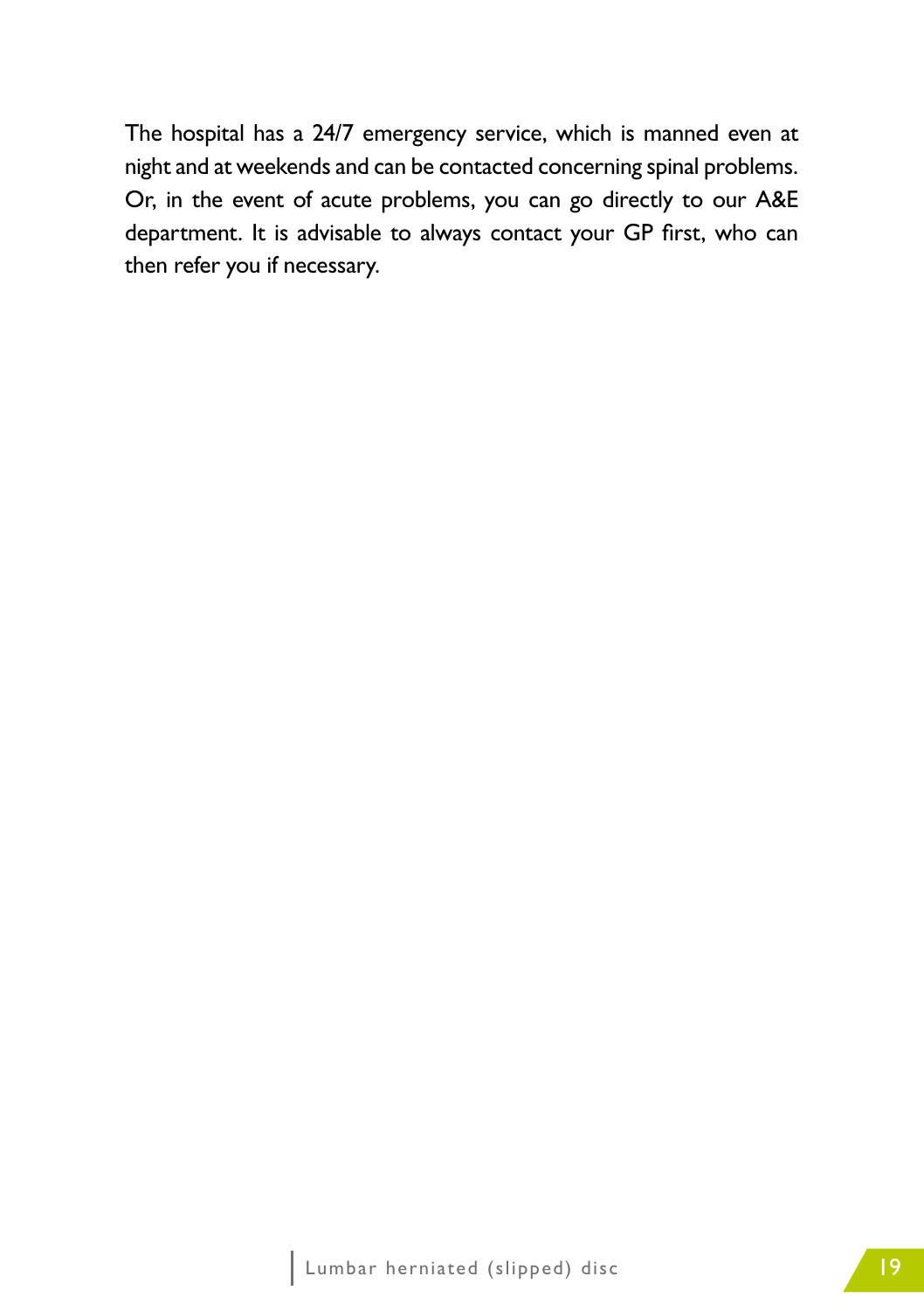The hospital has a 24/7 emergency service, which is manned even at night and at weekends and can be contacted concerning spinal problems. Or, in the event of acute problems, you can go directly to our A&E department. It is advisable to always contact your GP first, who can then refer you if necessary.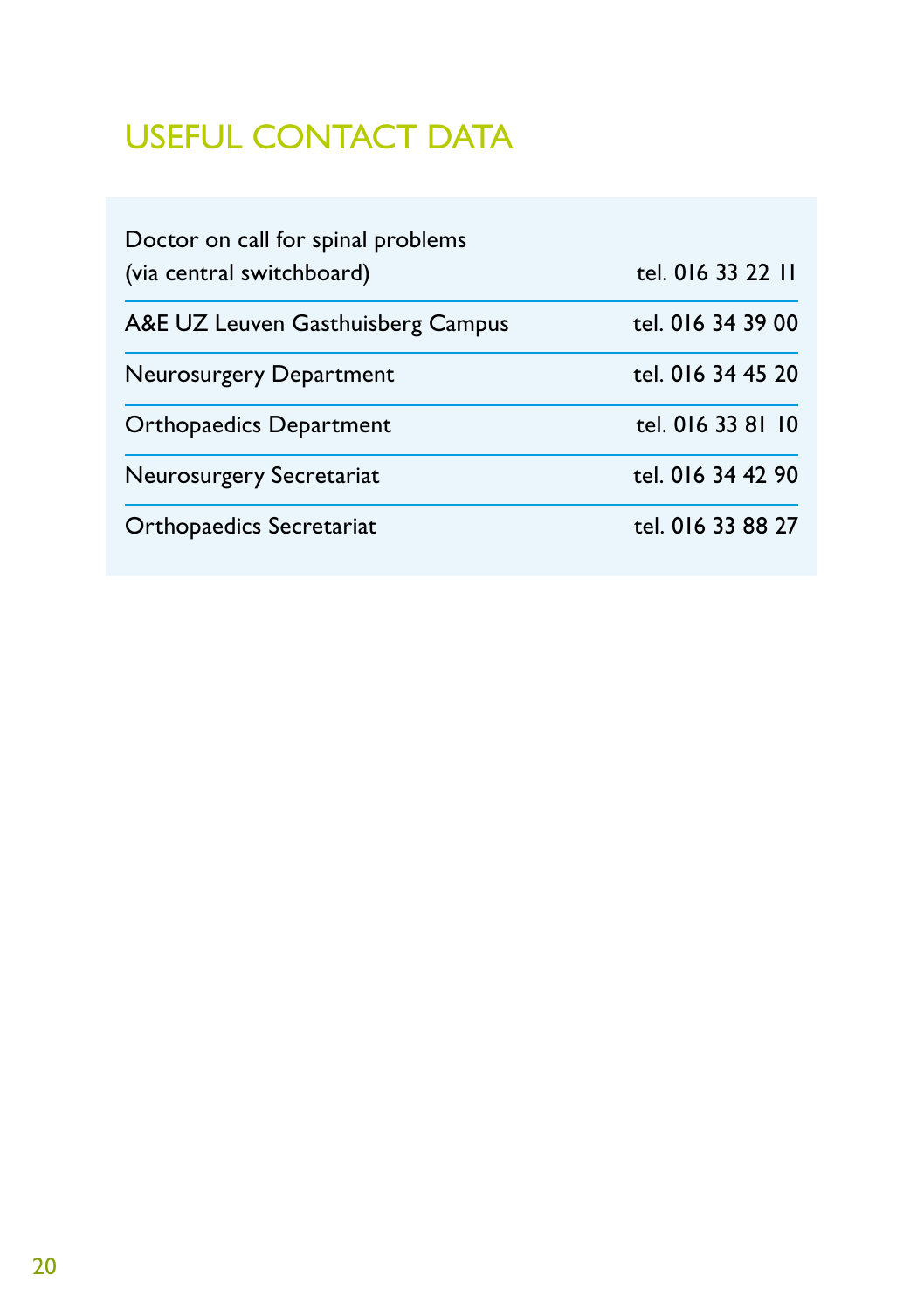# USEFUL CONTACT DATA

| | |
|---|---|
| Doctor on call for spinal problems (via central switchboard) | tel. 016 33 22 11 |
| A&E UZ Leuven Gasthuisberg Campus | tel. 016 34 39 00 |
| Neurosurgery Department | tel. 016 34 45 20 |
| Orthopaedics Department | tel. 016 33 81 10 |
| Neurosurgery Secretariat | tel. 016 34 42 90 |
| Orthopaedics Secretariat | tel. 016 33 88 27 |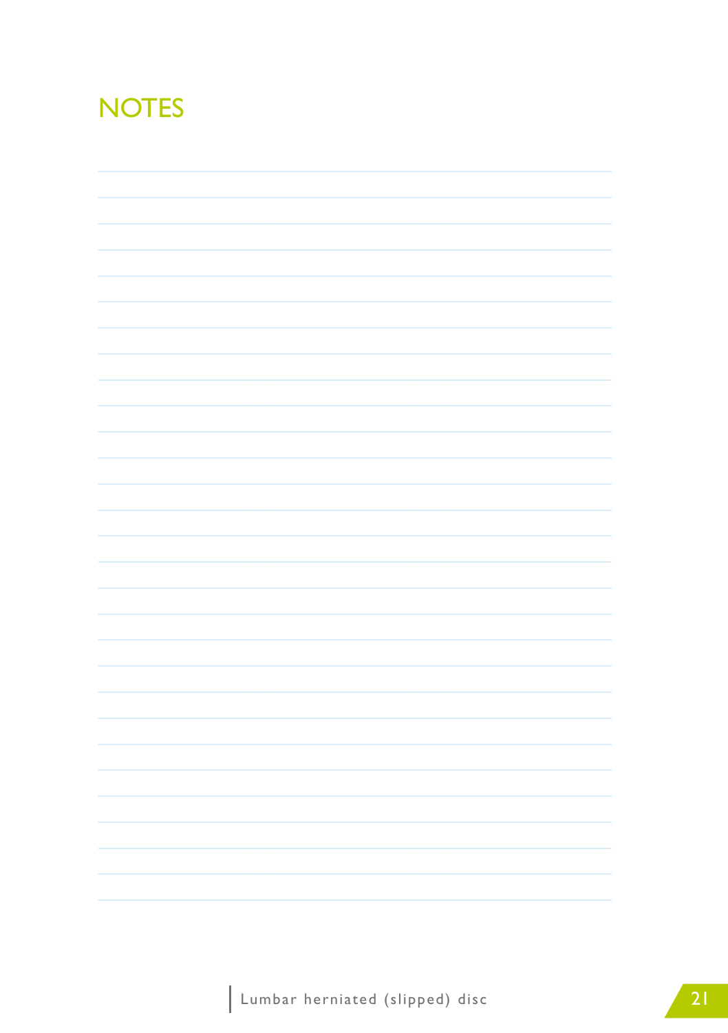# NOTES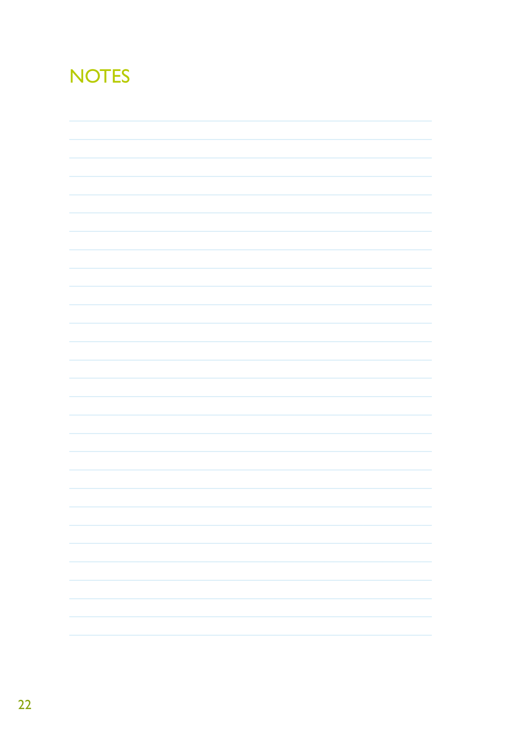# NOTES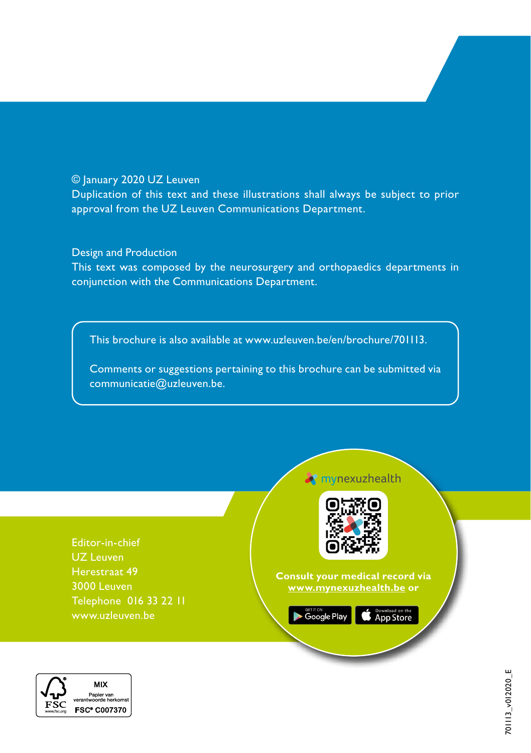© January 2020 UZ Leuven
Duplication of this text and these illustrations shall always be subject to prior approval from the UZ Leuven Communications Department.

Design and Production
This text was composed by the neurosurgery and orthopaedics departments in conjunction with the Communications Department.

This brochure is also available at www.uzleuven.be/en/brochure/701113.

Comments or suggestions pertaining to this brochure can be submitted via communicatie@uzleuven.be.

Editor-in-chief
UZ Leuven
Herestraat 49
3000 Leuven
Telephone 016 33 22 11
www.uzleuven.be

mynexuzhealth

**Consult your medical record via www.mynexuzhealth.be or**

GET IT ON Google Play

Download on the App Store

MIX
Papier van verantwoorde herkomst
FSC® C007370

701113_v012020_E